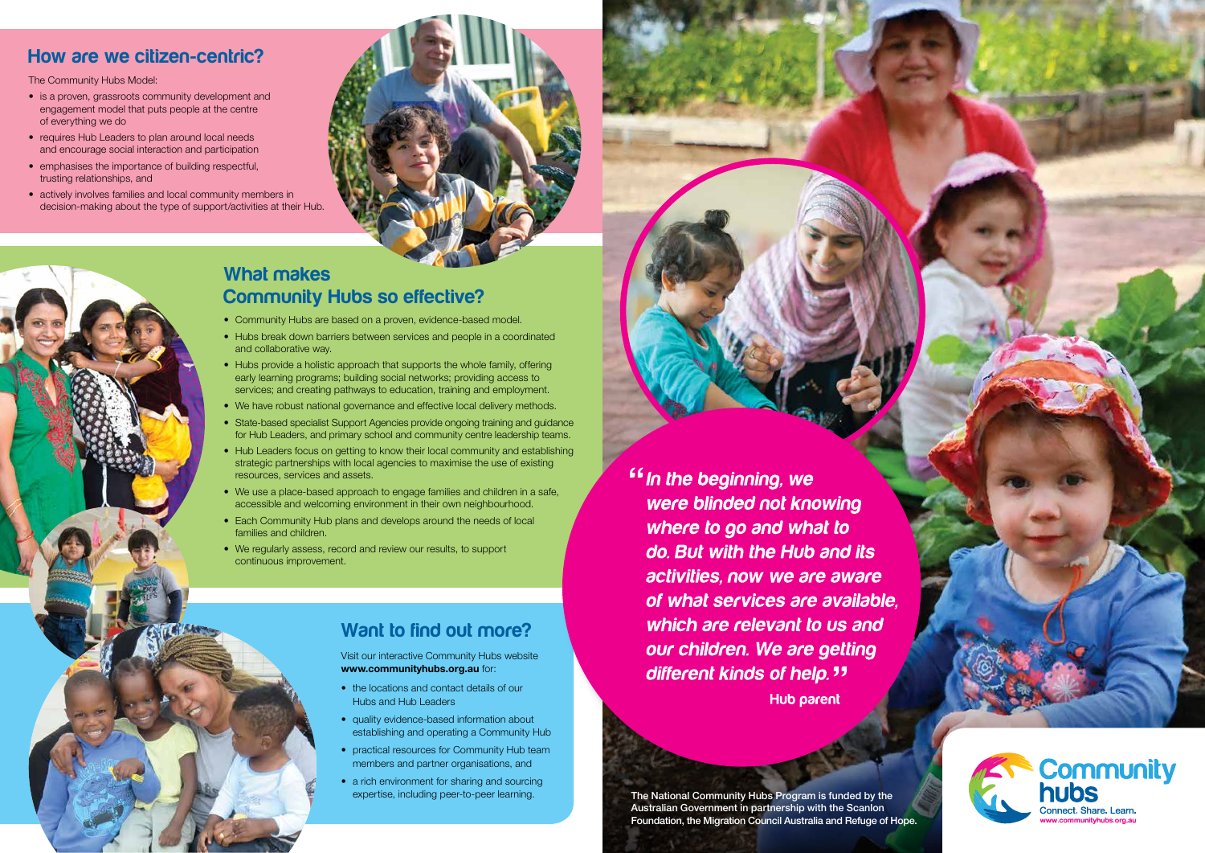## How are we citizen-centric?

The Community Hubs Model:

- is a proven, grassroots community development and engagement model that puts people at the centre of everything we do
- requires Hub Leaders to plan around local needs and encourage social interaction and participation
- emphasises the importance of building respectful, trusting relationships, and
- actively involves families and local community members in decision-making about the type of support/activities at their Hub.

## What makes Community Hubs so effective?

- Community Hubs are based on a proven, evidence-based model.
- Hubs break down barriers between services and people in a coordinated and collaborative way.
- Hubs provide a holistic approach that supports the whole family, offering early learning programs; building social networks; providing access to services; and creating pathways to education, training and employment.
- We have robust national governance and effective local delivery methods.
- State-based specialist Support Agencies provide ongoing training and guidance for Hub Leaders, and primary school and community centre leadership teams.
- Hub Leaders focus on getting to know their local community and establishing strategic partnerships with local agencies to maximise the use of existing resources, services and assets.
- We use a place-based approach to engage families and children in a safe, accessible and welcoming environment in their own neighbourhood.
- Each Community Hub plans and develops around the needs of local families and children.
- We regularly assess, record and review our results, to support continuous improvement.

## Want to find out more?

Visit our interactive Community Hubs website **www.communityhubs.org.au** for:

- the locations and contact details of our Hubs and Hub Leaders
- quality evidence-based information about establishing and operating a Community Hub
- practical resources for Community Hub team members and partner organisations, and
- a rich environment for sharing and sourcing expertise, including peer-to-peer learning.

> ***"In the beginning, we were blinded not knowing where to go and what to do. But with the Hub and its activities, now we are aware of what services are available, which are relevant to us and our children. We are getting different kinds of help."***
>
> **Hub parent**

The National Community Hubs Program is funded by the Australian Government in partnership with the Scanlon Foundation, the Migration Council Australia and Refuge of Hope.

**Community hubs**
Connect. Share. Learn.
www.communityhubs.org.au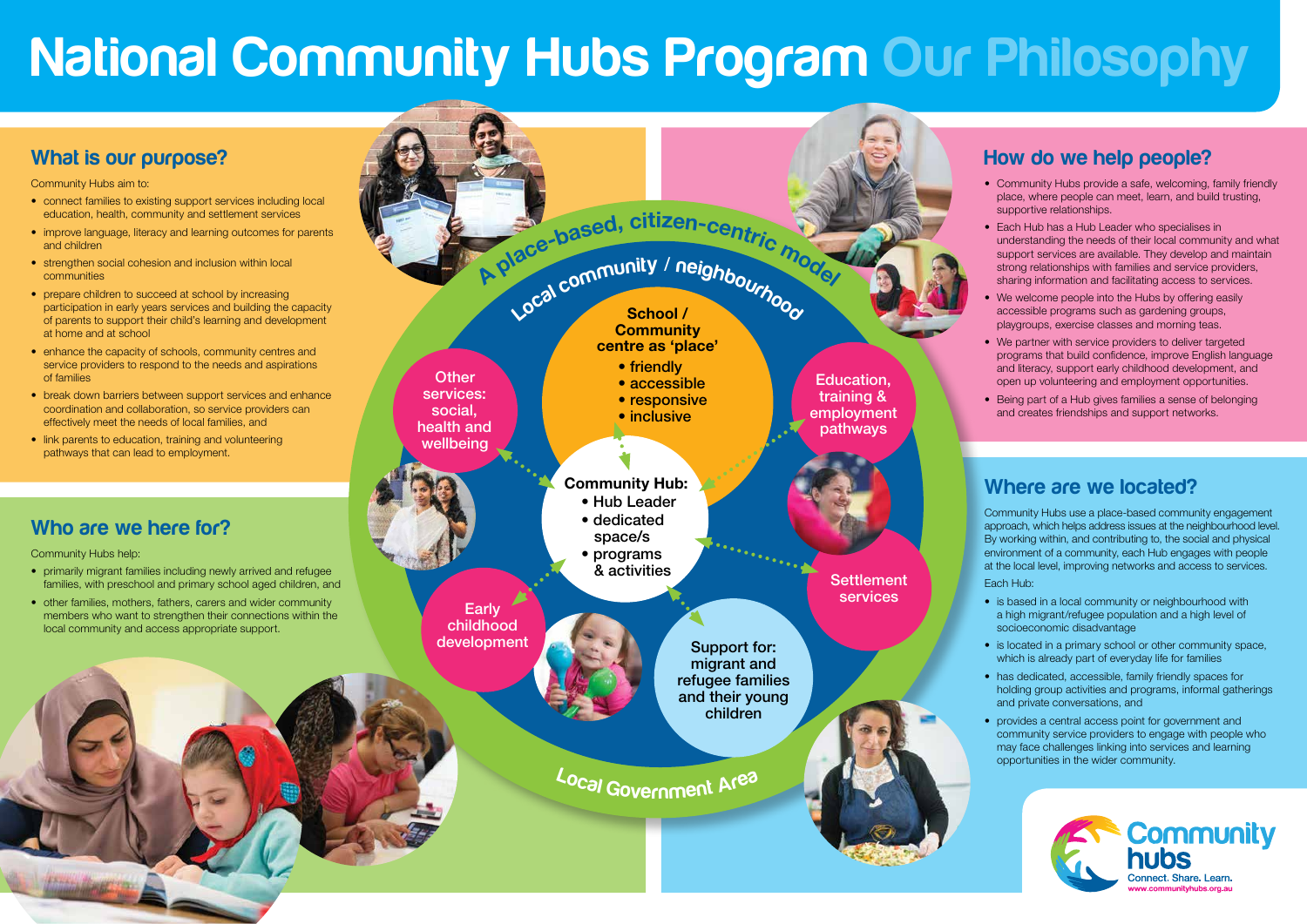# National Community Hubs Program Our Philosophy

## What is our purpose?

Community Hubs aim to:

- connect families to existing support services including local education, health, community and settlement services
- improve language, literacy and learning outcomes for parents and children
- strengthen social cohesion and inclusion within local communities
- prepare children to succeed at school by increasing participation in early years services and building the capacity of parents to support their child's learning and development at home and at school
- enhance the capacity of schools, community centres and service providers to respond to the needs and aspirations of families
- break down barriers between support services and enhance coordination and collaboration, so service providers can effectively meet the needs of local families, and
- link parents to education, training and volunteering pathways that can lead to employment.

## Who are we here for?

Community Hubs help:

- primarily migrant families including newly arrived and refugee families, with preschool and primary school aged children, and
- other families, mothers, fathers, carers and wider community members who want to strengthen their connections within the local community and access appropriate support.

A place-based, citizen-centric model

Local community / neighbourhood

**School / Community centre as 'place'**
- friendly
- accessible
- responsive
- inclusive

**Community Hub:**
- Hub Leader
- dedicated space/s
- programs & activities

Other services: social, health and wellbeing

Education, training & employment pathways

Early childhood development

Settlement services

Support for: migrant and refugee families and their young children

Local Government Area

## How do we help people?

- Community Hubs provide a safe, welcoming, family friendly place, where people can meet, learn, and build trusting, supportive relationships.
- Each Hub has a Hub Leader who specialises in understanding the needs of their local community and what support services are available. They develop and maintain strong relationships with families and service providers, sharing information and facilitating access to services.
- We welcome people into the Hubs by offering easily accessible programs such as gardening groups, playgroups, exercise classes and morning teas.
- We partner with service providers to deliver targeted programs that build confidence, improve English language and literacy, support early childhood development, and open up volunteering and employment opportunities.
- Being part of a Hub gives families a sense of belonging and creates friendships and support networks.

## Where are we located?

Community Hubs use a place-based community engagement approach, which helps address issues at the neighbourhood level. By working within, and contributing to, the social and physical environment of a community, each Hub engages with people at the local level, improving networks and access to services.

Each Hub:

- is based in a local community or neighbourhood with a high migrant/refugee population and a high level of socioeconomic disadvantage
- is located in a primary school or other community space, which is already part of everyday life for families
- has dedicated, accessible, family friendly spaces for holding group activities and programs, informal gatherings and private conversations, and
- provides a central access point for government and community service providers to engage with people who may face challenges linking into services and learning opportunities in the wider community.

Community hubs
Connect. Share. Learn.
www.communityhubs.org.au